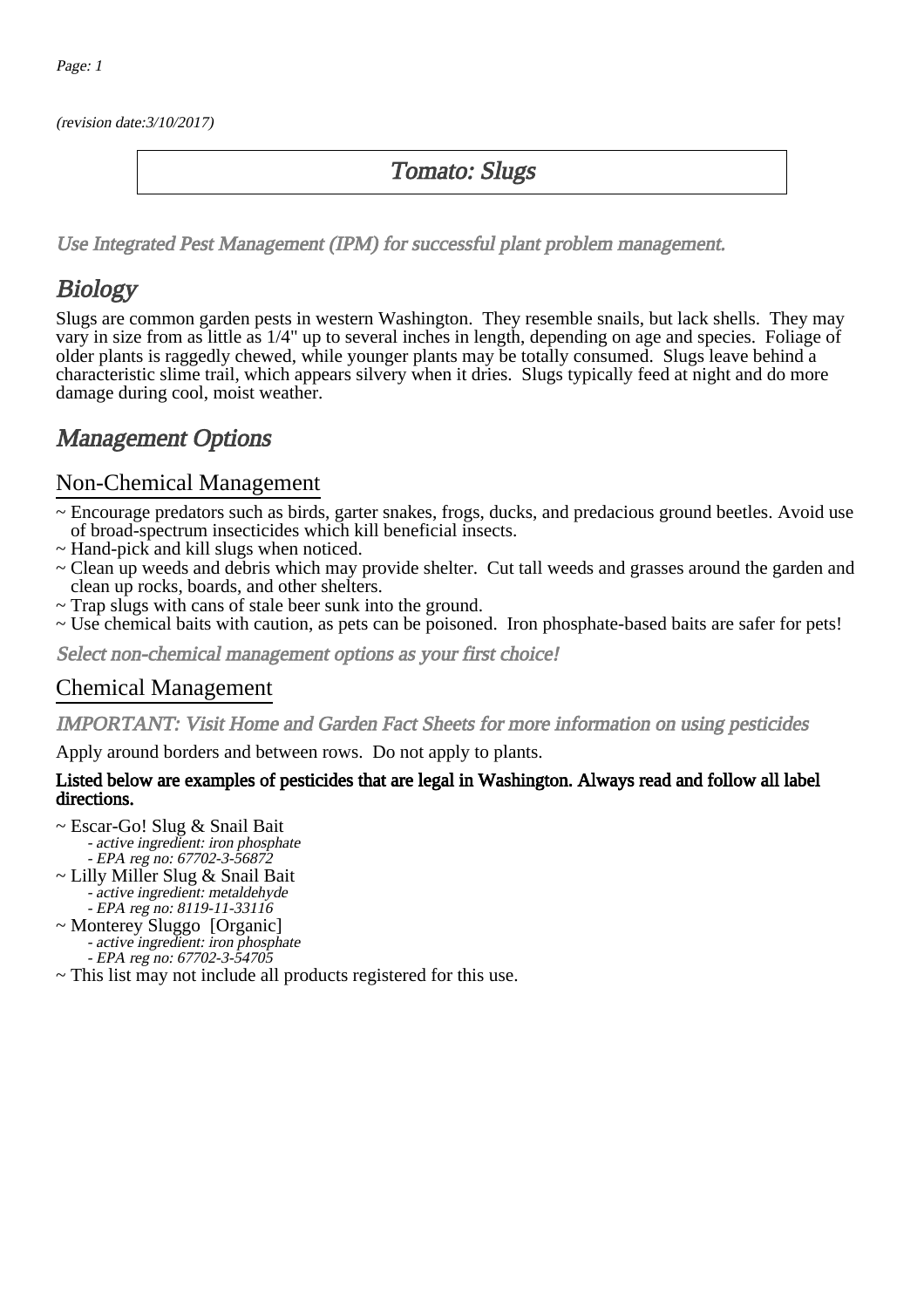*(revision date:3/10/2017)*

# Tomato: Slugs

*Use Integrated Pest Management (IPM) for successful plant problem management.*

## Biology

Slugs are common garden pests in western Washington. They resemble snails, but lack shells. They may vary in size from as little as 1/4" up to several inches in length, depending on age and species. Foliage of older plants is raggedly chewed, while younger plants may be totally consumed. Slugs leave behind a characteristic slime trail, which appears silvery when it dries. Slugs typically feed at night and do more damage during cool, moist weather.

## Management Options

### Non-Chemical Management

~ Encourage predators such as birds, garter snakes, frogs, ducks, and predacious ground beetles. Avoid use of broad-spectrum insecticides which kill beneficial insects.
~ Hand-pick and kill slugs when noticed.
~ Clean up weeds and debris which may provide shelter. Cut tall weeds and grasses around the garden and clean up rocks, boards, and other shelters.
~ Trap slugs with cans of stale beer sunk into the ground.
~ Use chemical baits with caution, as pets can be poisoned. Iron phosphate-based baits are safer for pets!

*Select non-chemical management options as your first choice!*

### Chemical Management

*IMPORTANT: Visit Home and Garden Fact Sheets for more information on using pesticides*

Apply around borders and between rows. Do not apply to plants.

**Listed below are examples of pesticides that are legal in Washington. Always read and follow all label directions.**

~ Escar-Go! Slug & Snail Bait
  - *active ingredient: iron phosphate*
  - *EPA reg no: 67702-3-56872*

~ Lilly Miller Slug & Snail Bait
  - *active ingredient: metaldehyde*
  - *EPA reg no: 8119-11-33116*

~ Monterey Sluggo [Organic]
  - *active ingredient: iron phosphate*
  - *EPA reg no: 67702-3-54705*

~ This list may not include all products registered for this use.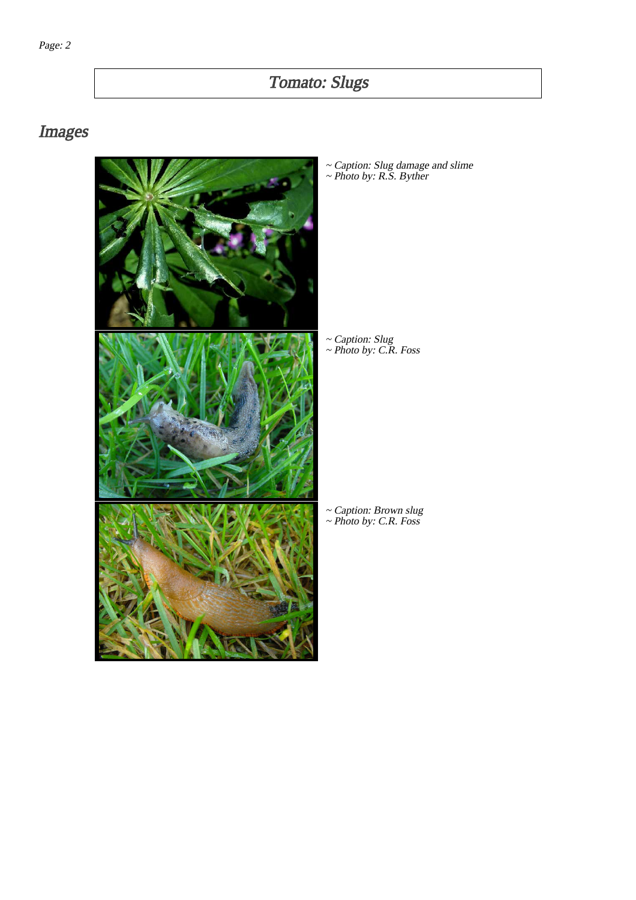# Tomato: Slugs

## Images

~ Caption: Slug damage and slime
~ Photo by: R.S. Byther

~ Caption: Slug
~ Photo by: C.R. Foss

~ Caption: Brown slug
~ Photo by: C.R. Foss